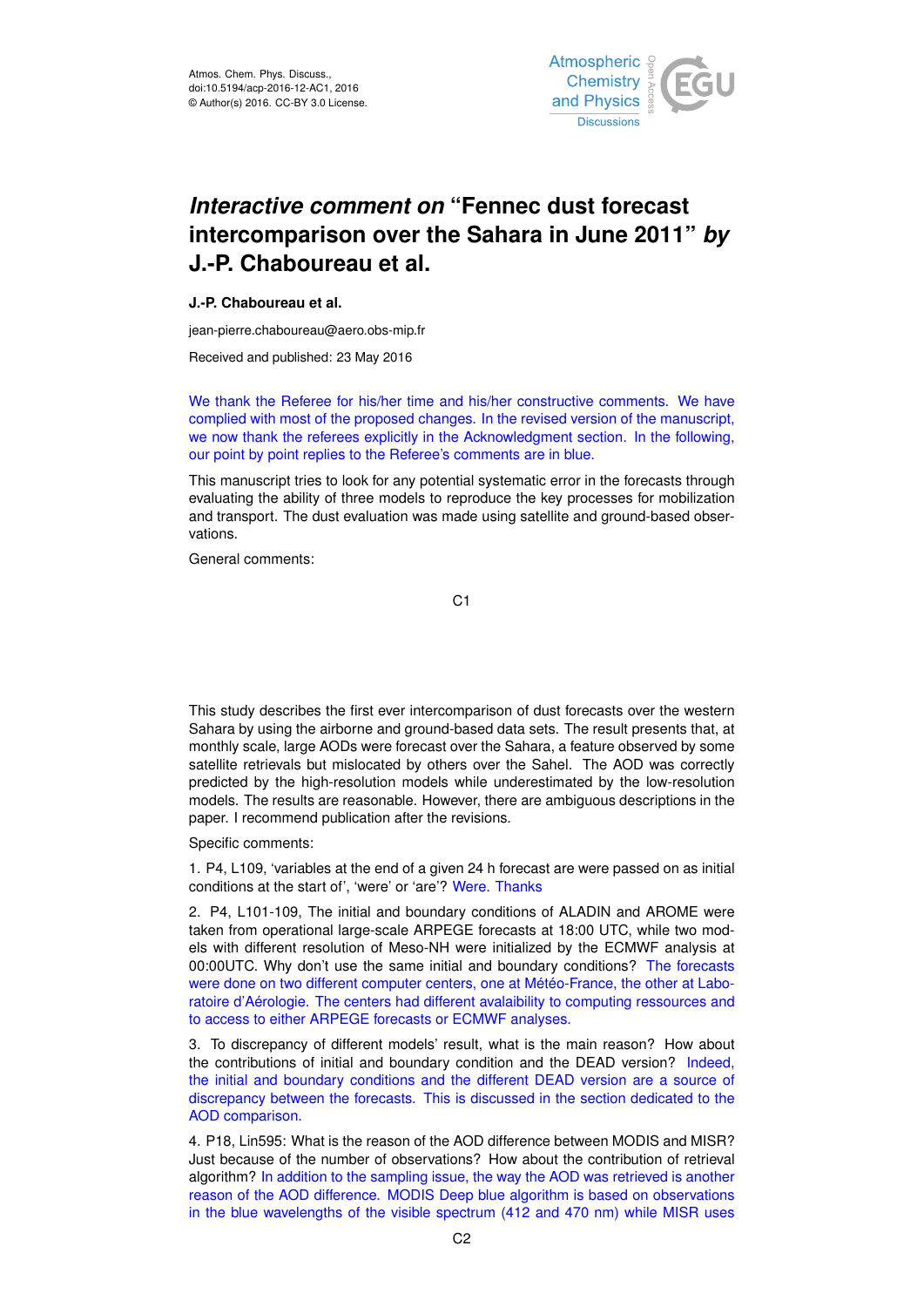Atmos. Chem. Phys. Discuss.,
doi:10.5194/acp-2016-12-AC1, 2016
© Author(s) 2016. CC-BY 3.0 License.

# *Interactive comment on* "Fennec dust forecast intercomparison over the Sahara in June 2011" *by* J.-P. Chaboureau et al.

**J.-P. Chaboureau et al.**

jean-pierre.chaboureau@aero.obs-mip.fr

Received and published: 23 May 2016

We thank the Referee for his/her time and his/her constructive comments. We have complied with most of the proposed changes. In the revised version of the manuscript, we now thank the referees explicitly in the Acknowledgment section. In the following, our point by point replies to the Referee's comments are in blue.

This manuscript tries to look for any potential systematic error in the forecasts through evaluating the ability of three models to reproduce the key processes for mobilization and transport. The dust evaluation was made using satellite and ground-based observations.

General comments:

This study describes the first ever intercomparison of dust forecasts over the western Sahara by using the airborne and ground-based data sets. The result presents that, at monthly scale, large AODs were forecast over the Sahara, a feature observed by some satellite retrievals but mislocated by others over the Sahel. The AOD was correctly predicted by the high-resolution models while underestimated by the low-resolution models. The results are reasonable. However, there are ambiguous descriptions in the paper. I recommend publication after the revisions.

Specific comments:

1. P4, L109, 'variables at the end of a given 24 h forecast are were passed on as initial conditions at the start of', 'were' or 'are'? Were. Thanks

2. P4, L101-109, The initial and boundary conditions of ALADIN and AROME were taken from operational large-scale ARPEGE forecasts at 18:00 UTC, while two models with different resolution of Meso-NH were initialized by the ECMWF analysis at 00:00UTC. Why don't use the same initial and boundary conditions? The forecasts were done on two different computer centers, one at Météo-France, the other at Laboratoire d'Aérologie. The centers had different avalaibility to computing ressources and to access to either ARPEGE forecasts or ECMWF analyses.

3. To discrepancy of different models' result, what is the main reason? How about the contributions of initial and boundary condition and the DEAD version? Indeed, the initial and boundary conditions and the different DEAD version are a source of discrepancy between the forecasts. This is discussed in the section dedicated to the AOD comparison.

4. P18, Lin595: What is the reason of the AOD difference between MODIS and MISR? Just because of the number of observations? How about the contribution of retrieval algorithm? In addition to the sampling issue, the way the AOD was retrieved is another reason of the AOD difference. MODIS Deep blue algorithm is based on observations in the blue wavelengths of the visible spectrum (412 and 470 nm) while MISR uses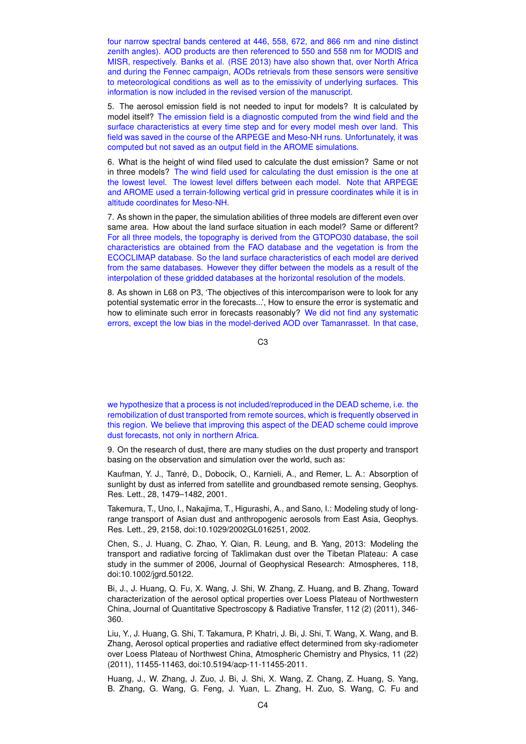four narrow spectral bands centered at 446, 558, 672, and 866 nm and nine distinct zenith angles). AOD products are then referenced to 550 and 558 nm for MODIS and MISR, respectively. Banks et al. (RSE 2013) have also shown that, over North Africa and during the Fennec campaign, AODs retrievals from these sensors were sensitive to meteorological conditions as well as to the emissivity of underlying surfaces. This information is now included in the revised version of the manuscript.

5. The aerosol emission field is not needed to input for models? It is calculated by model itself? The emission field is a diagnostic computed from the wind field and the surface characteristics at every time step and for every model mesh over land. This field was saved in the course of the ARPEGE and Meso-NH runs. Unfortunately, it was computed but not saved as an output field in the AROME simulations.

6. What is the height of wind filed used to calculate the dust emission? Same or not in three models? The wind field used for calculating the dust emission is the one at the lowest level. The lowest level differs between each model. Note that ARPEGE and AROME used a terrain-following vertical grid in pressure coordinates while it is in altitude coordinates for Meso-NH.

7. As shown in the paper, the simulation abilities of three models are different even over same area. How about the land surface situation in each model? Same or different? For all three models, the topography is derived from the GTOPO30 database, the soil characteristics are obtained from the FAO database and the vegetation is from the ECOCLIMAP database. So the land surface characteristics of each model are derived from the same databases. However they differ between the models as a result of the interpolation of these gridded databases at the horizontal resolution of the models.

8. As shown in L68 on P3, 'The objectives of this intercomparison were to look for any potential systematic error in the forecasts...', How to ensure the error is systematic and how to eliminate such error in forecasts reasonably? We did not find any systematic errors, except the low bias in the model-derived AOD over Tamanrasset. In that case, we hypothesize that a process is not included/reproduced in the DEAD scheme, i.e. the remobilization of dust transported from remote sources, which is frequently observed in this region. We believe that improving this aspect of the DEAD scheme could improve dust forecasts, not only in northern Africa.

9. On the research of dust, there are many studies on the dust property and transport basing on the observation and simulation over the world, such as:

Kaufman, Y. J., Tanré, D., Dobocik, O., Karnieli, A., and Remer, L. A.: Absorption of sunlight by dust as inferred from satellite and groundbased remote sensing, Geophys. Res. Lett., 28, 1479–1482, 2001.

Takemura, T., Uno, I., Nakajima, T., Higurashi, A., and Sano, I.: Modeling study of long-range transport of Asian dust and anthropogenic aerosols from East Asia, Geophys. Res. Lett., 29, 2158, doi:10.1029/2002GL016251, 2002.

Chen, S., J. Huang, C. Zhao, Y. Qian, R. Leung, and B. Yang, 2013: Modeling the transport and radiative forcing of Taklimakan dust over the Tibetan Plateau: A case study in the summer of 2006, Journal of Geophysical Research: Atmospheres, 118, doi:10.1002/jgrd.50122.

Bi, J., J. Huang, Q. Fu, X. Wang, J. Shi, W. Zhang, Z. Huang, and B. Zhang, Toward characterization of the aerosol optical properties over Loess Plateau of Northwestern China, Journal of Quantitative Spectroscopy & Radiative Transfer, 112 (2) (2011), 346-360.

Liu, Y., J. Huang, G. Shi, T. Takamura, P. Khatri, J. Bi, J. Shi, T. Wang, X. Wang, and B. Zhang, Aerosol optical properties and radiative effect determined from sky-radiometer over Loess Plateau of Northwest China, Atmospheric Chemistry and Physics, 11 (22) (2011), 11455-11463, doi:10.5194/acp-11-11455-2011.

Huang, J., W. Zhang, J. Zuo, J. Bi, J. Shi, X. Wang, Z. Chang, Z. Huang, S. Yang, B. Zhang, G. Wang, G. Feng, J. Yuan, L. Zhang, H. Zuo, S. Wang, C. Fu and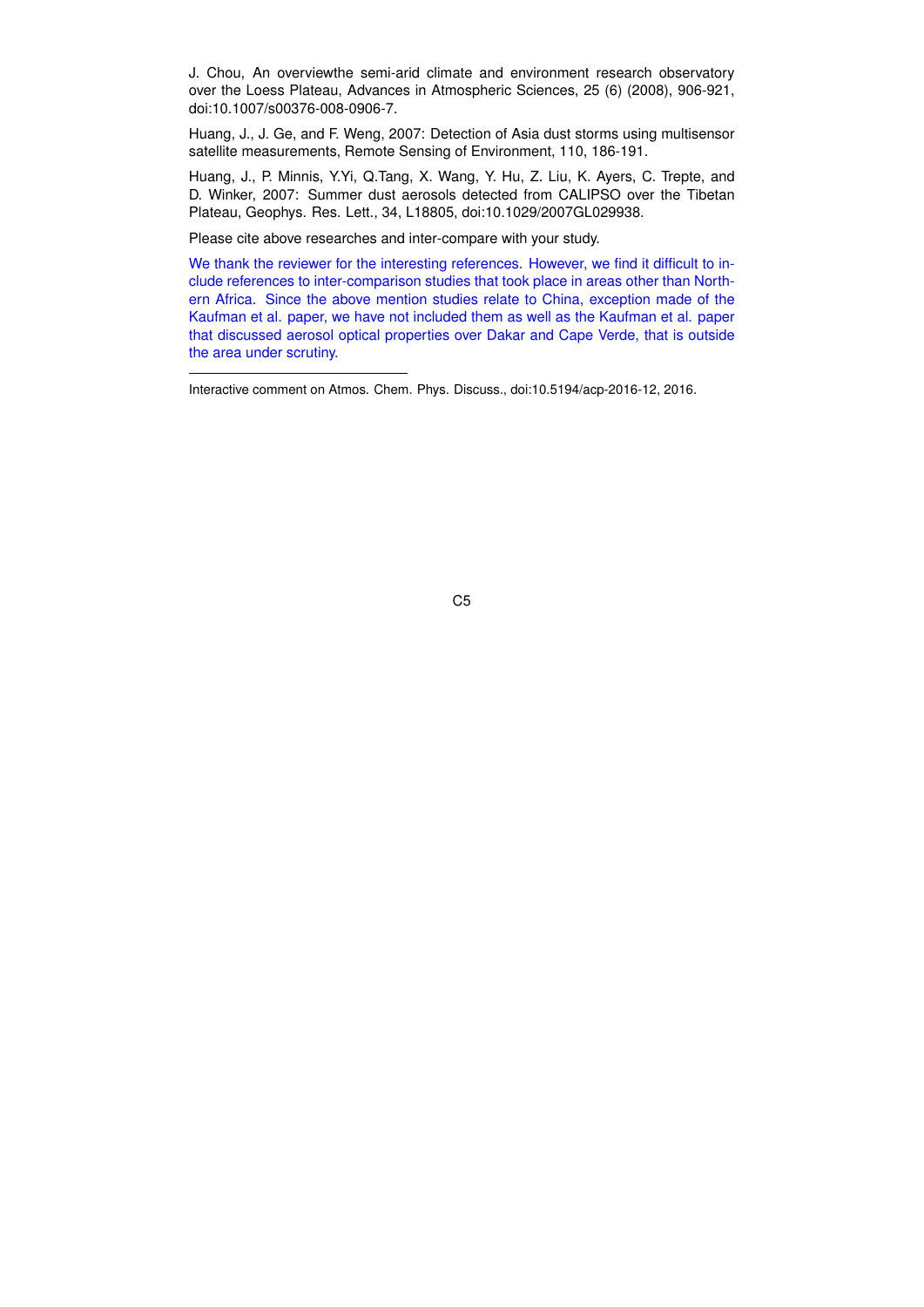J. Chou, An overviewthe semi-arid climate and environment research observatory over the Loess Plateau, Advances in Atmospheric Sciences, 25 (6) (2008), 906-921, doi:10.1007/s00376-008-0906-7.

Huang, J., J. Ge, and F. Weng, 2007: Detection of Asia dust storms using multisensor satellite measurements, Remote Sensing of Environment, 110, 186-191.

Huang, J., P. Minnis, Y.Yi, Q.Tang, X. Wang, Y. Hu, Z. Liu, K. Ayers, C. Trepte, and D. Winker, 2007: Summer dust aerosols detected from CALIPSO over the Tibetan Plateau, Geophys. Res. Lett., 34, L18805, doi:10.1029/2007GL029938.

Please cite above researches and inter-compare with your study.

We thank the reviewer for the interesting references. However, we find it difficult to include references to inter-comparison studies that took place in areas other than Northern Africa. Since the above mention studies relate to China, exception made of the Kaufman et al. paper, we have not included them as well as the Kaufman et al. paper that discussed aerosol optical properties over Dakar and Cape Verde, that is outside the area under scrutiny.

---

Interactive comment on Atmos. Chem. Phys. Discuss., doi:10.5194/acp-2016-12, 2016.